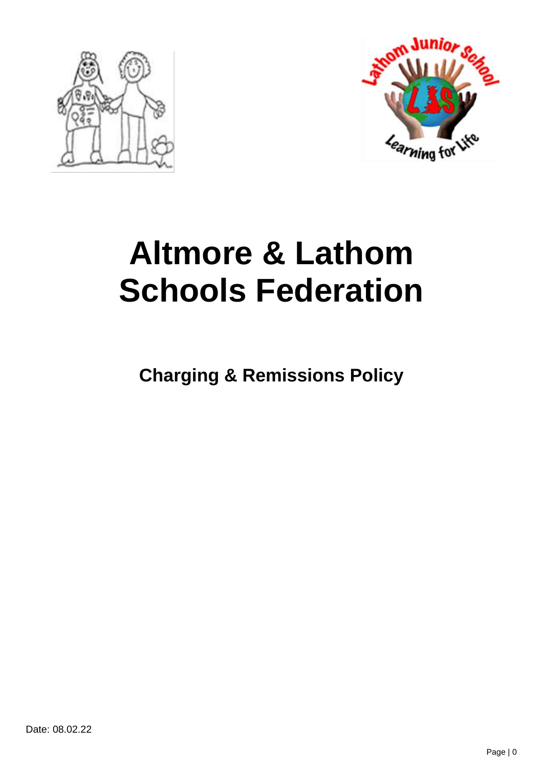# Altmore & Lathom Schools Federation

## Charging & Remissions Policy

Date: 08.02.22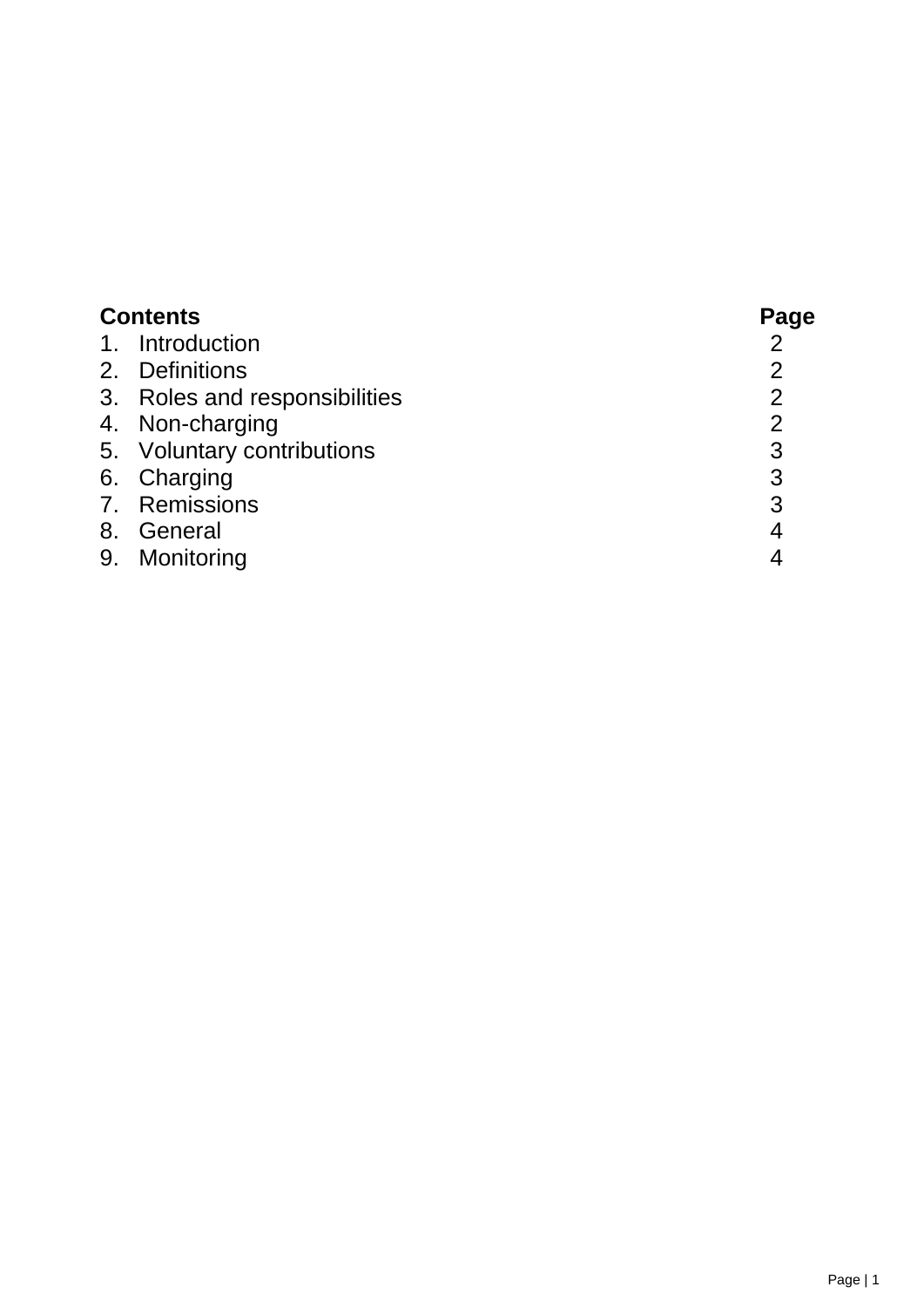| Contents | Page |
| --- | --- |
| 1. Introduction | 2 |
| 2. Definitions | 2 |
| 3. Roles and responsibilities | 2 |
| 4. Non-charging | 2 |
| 5. Voluntary contributions | 3 |
| 6. Charging | 3 |
| 7. Remissions | 3 |
| 8. General | 4 |
| 9. Monitoring | 4 |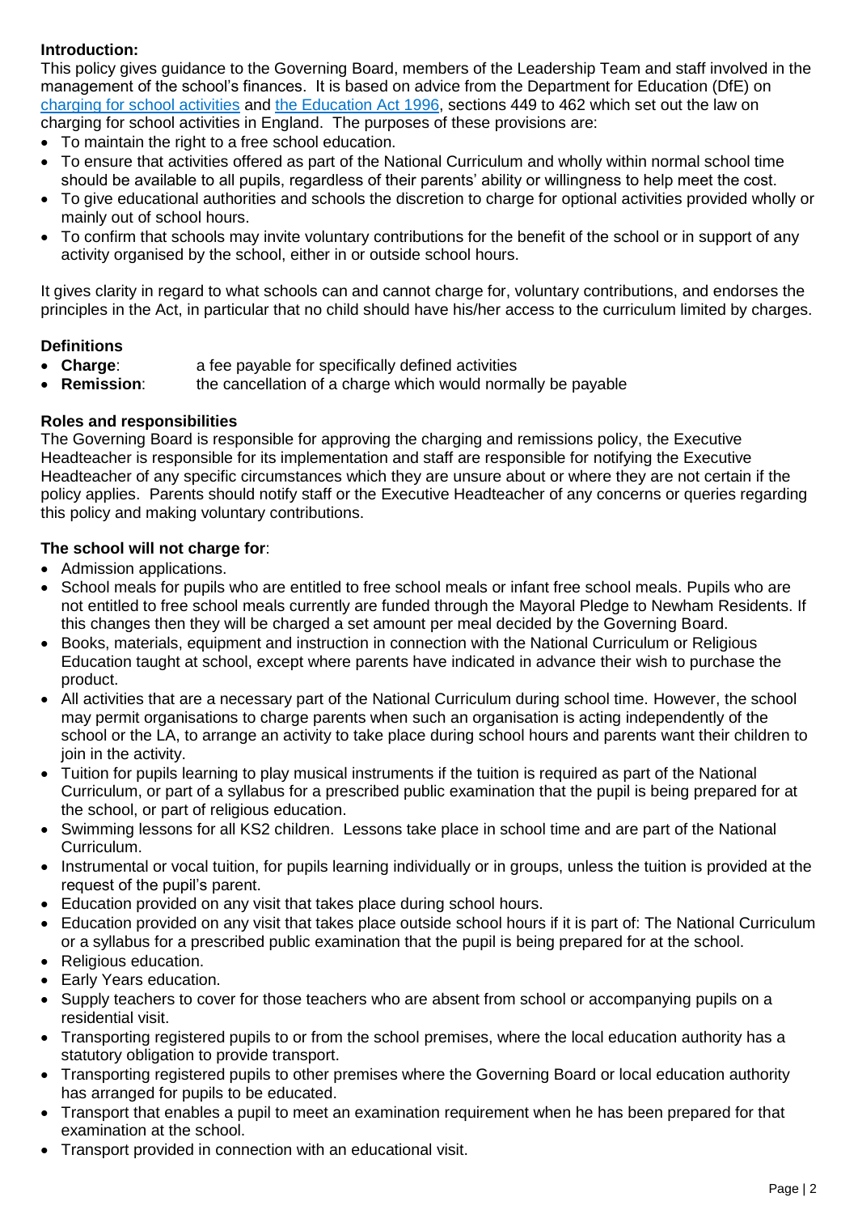**Introduction:**

This policy gives guidance to the Governing Board, members of the Leadership Team and staff involved in the management of the school's finances. It is based on advice from the Department for Education (DfE) on [charging for school activities] and [the Education Act 1996], sections 449 to 462 which set out the law on charging for school activities in England. The purposes of these provisions are:

- To maintain the right to a free school education.
- To ensure that activities offered as part of the National Curriculum and wholly within normal school time should be available to all pupils, regardless of their parents' ability or willingness to help meet the cost.
- To give educational authorities and schools the discretion to charge for optional activities provided wholly or mainly out of school hours.
- To confirm that schools may invite voluntary contributions for the benefit of the school or in support of any activity organised by the school, either in or outside school hours.

It gives clarity in regard to what schools can and cannot charge for, voluntary contributions, and endorses the principles in the Act, in particular that no child should have his/her access to the curriculum limited by charges.

**Definitions**

- **Charge**: a fee payable for specifically defined activities
- **Remission**: the cancellation of a charge which would normally be payable

**Roles and responsibilities**

The Governing Board is responsible for approving the charging and remissions policy, the Executive Headteacher is responsible for its implementation and staff are responsible for notifying the Executive Headteacher of any specific circumstances which they are unsure about or where they are not certain if the policy applies. Parents should notify staff or the Executive Headteacher of any concerns or queries regarding this policy and making voluntary contributions.

**The school will not charge for**:

- Admission applications.
- School meals for pupils who are entitled to free school meals or infant free school meals. Pupils who are not entitled to free school meals currently are funded through the Mayoral Pledge to Newham Residents. If this changes then they will be charged a set amount per meal decided by the Governing Board.
- Books, materials, equipment and instruction in connection with the National Curriculum or Religious Education taught at school, except where parents have indicated in advance their wish to purchase the product.
- All activities that are a necessary part of the National Curriculum during school time. However, the school may permit organisations to charge parents when such an organisation is acting independently of the school or the LA, to arrange an activity to take place during school hours and parents want their children to join in the activity.
- Tuition for pupils learning to play musical instruments if the tuition is required as part of the National Curriculum, or part of a syllabus for a prescribed public examination that the pupil is being prepared for at the school, or part of religious education.
- Swimming lessons for all KS2 children. Lessons take place in school time and are part of the National Curriculum.
- Instrumental or vocal tuition, for pupils learning individually or in groups, unless the tuition is provided at the request of the pupil's parent.
- Education provided on any visit that takes place during school hours.
- Education provided on any visit that takes place outside school hours if it is part of: The National Curriculum or a syllabus for a prescribed public examination that the pupil is being prepared for at the school.
- Religious education.
- Early Years education.
- Supply teachers to cover for those teachers who are absent from school or accompanying pupils on a residential visit.
- Transporting registered pupils to or from the school premises, where the local education authority has a statutory obligation to provide transport.
- Transporting registered pupils to other premises where the Governing Board or local education authority has arranged for pupils to be educated.
- Transport that enables a pupil to meet an examination requirement when he has been prepared for that examination at the school.
- Transport provided in connection with an educational visit.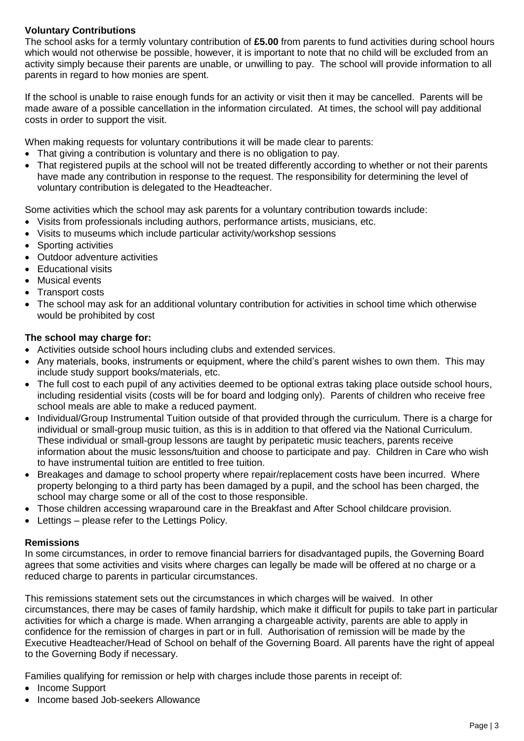**Voluntary Contributions**
The school asks for a termly voluntary contribution of **£5.00** from parents to fund activities during school hours which would not otherwise be possible, however, it is important to note that no child will be excluded from an activity simply because their parents are unable, or unwilling to pay. The school will provide information to all parents in regard to how monies are spent.

If the school is unable to raise enough funds for an activity or visit then it may be cancelled. Parents will be made aware of a possible cancellation in the information circulated. At times, the school will pay additional costs in order to support the visit.

When making requests for voluntary contributions it will be made clear to parents:

- That giving a contribution is voluntary and there is no obligation to pay.
- That registered pupils at the school will not be treated differently according to whether or not their parents have made any contribution in response to the request. The responsibility for determining the level of voluntary contribution is delegated to the Headteacher.

Some activities which the school may ask parents for a voluntary contribution towards include:

- Visits from professionals including authors, performance artists, musicians, etc.
- Visits to museums which include particular activity/workshop sessions
- Sporting activities
- Outdoor adventure activities
- Educational visits
- Musical events
- Transport costs
- The school may ask for an additional voluntary contribution for activities in school time which otherwise would be prohibited by cost

**The school may charge for:**

- Activities outside school hours including clubs and extended services.
- Any materials, books, instruments or equipment, where the child's parent wishes to own them. This may include study support books/materials, etc.
- The full cost to each pupil of any activities deemed to be optional extras taking place outside school hours, including residential visits (costs will be for board and lodging only). Parents of children who receive free school meals are able to make a reduced payment.
- Individual/Group Instrumental Tuition outside of that provided through the curriculum. There is a charge for individual or small-group music tuition, as this is in addition to that offered via the National Curriculum. These individual or small-group lessons are taught by peripatetic music teachers, parents receive information about the music lessons/tuition and choose to participate and pay. Children in Care who wish to have instrumental tuition are entitled to free tuition.
- Breakages and damage to school property where repair/replacement costs have been incurred. Where property belonging to a third party has been damaged by a pupil, and the school has been charged, the school may charge some or all of the cost to those responsible.
- Those children accessing wraparound care in the Breakfast and After School childcare provision.
- Lettings – please refer to the Lettings Policy.

**Remissions**
In some circumstances, in order to remove financial barriers for disadvantaged pupils, the Governing Board agrees that some activities and visits where charges can legally be made will be offered at no charge or a reduced charge to parents in particular circumstances.

This remissions statement sets out the circumstances in which charges will be waived. In other circumstances, there may be cases of family hardship, which make it difficult for pupils to take part in particular activities for which a charge is made. When arranging a chargeable activity, parents are able to apply in confidence for the remission of charges in part or in full. Authorisation of remission will be made by the Executive Headteacher/Head of School on behalf of the Governing Board. All parents have the right of appeal to the Governing Body if necessary.

Families qualifying for remission or help with charges include those parents in receipt of:

- Income Support
- Income based Job-seekers Allowance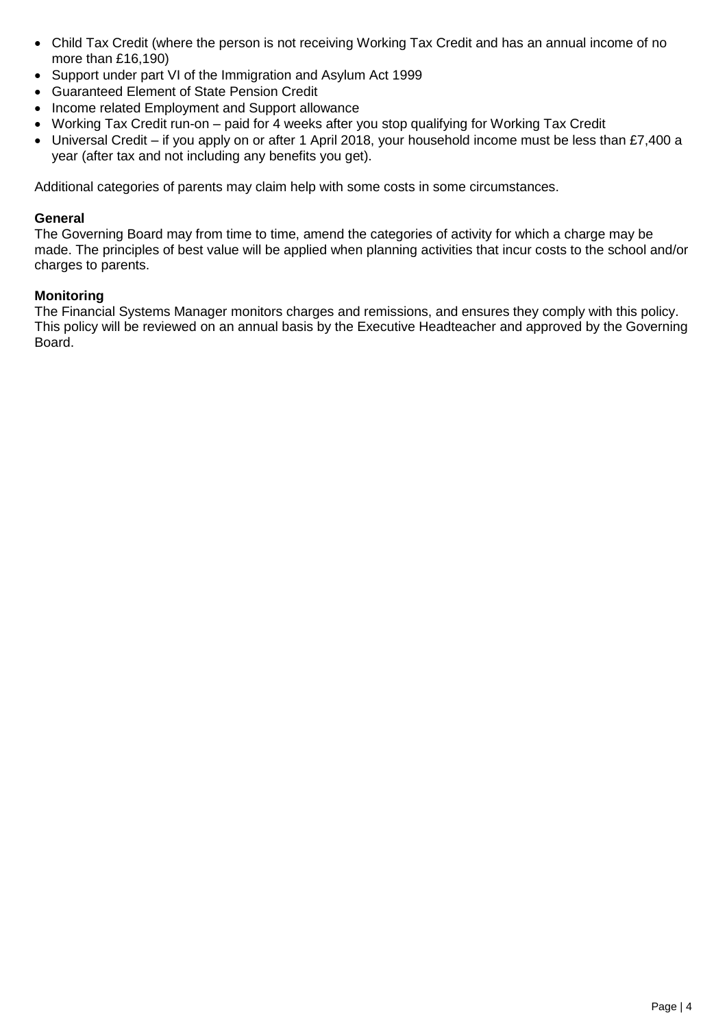- Child Tax Credit (where the person is not receiving Working Tax Credit and has an annual income of no more than £16,190)
- Support under part VI of the Immigration and Asylum Act 1999
- Guaranteed Element of State Pension Credit
- Income related Employment and Support allowance
- Working Tax Credit run-on – paid for 4 weeks after you stop qualifying for Working Tax Credit
- Universal Credit – if you apply on or after 1 April 2018, your household income must be less than £7,400 a year (after tax and not including any benefits you get).

Additional categories of parents may claim help with some costs in some circumstances.

**General**

The Governing Board may from time to time, amend the categories of activity for which a charge may be made. The principles of best value will be applied when planning activities that incur costs to the school and/or charges to parents.

**Monitoring**

The Financial Systems Manager monitors charges and remissions, and ensures they comply with this policy. This policy will be reviewed on an annual basis by the Executive Headteacher and approved by the Governing Board.